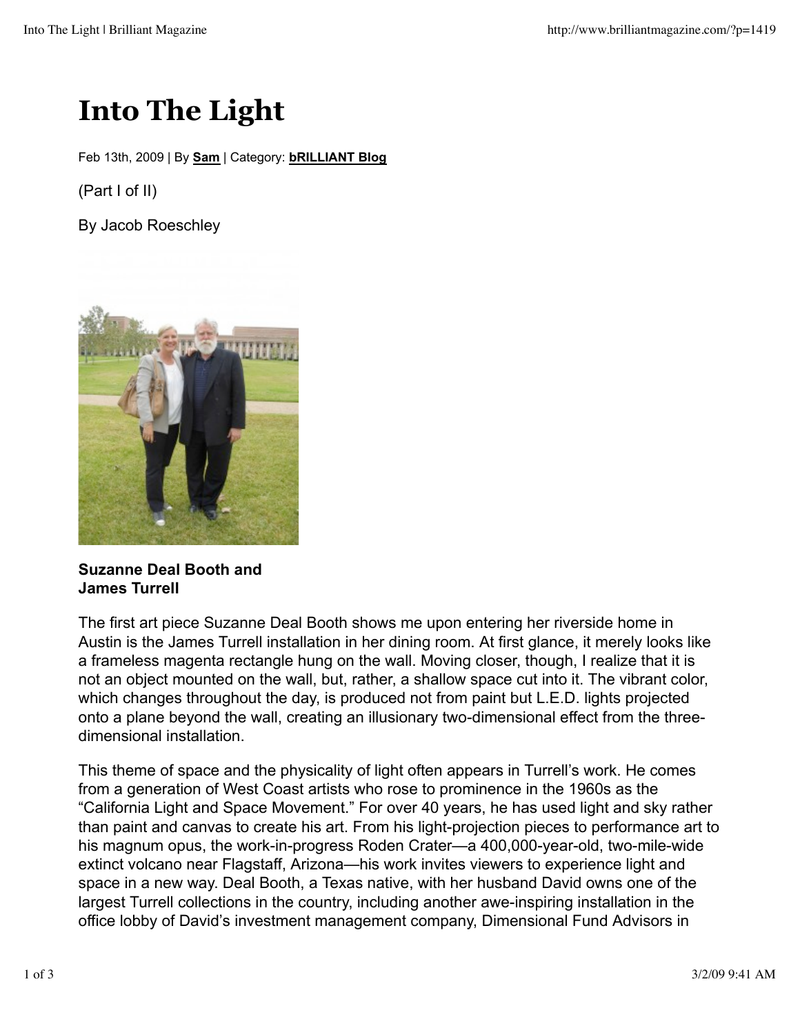# Into The Light

Feb 13th, 2009 | By **Sam** | Category: **bRILLIANT Blog**

(Part I of II)

By Jacob Roeschley

**Suzanne Deal Booth and James Turrell**

The first art piece Suzanne Deal Booth shows me upon entering her riverside home in Austin is the James Turrell installation in her dining room. At first glance, it merely looks like a frameless magenta rectangle hung on the wall. Moving closer, though, I realize that it is not an object mounted on the wall, but, rather, a shallow space cut into it. The vibrant color, which changes throughout the day, is produced not from paint but L.E.D. lights projected onto a plane beyond the wall, creating an illusionary two-dimensional effect from the three-dimensional installation.

This theme of space and the physicality of light often appears in Turrell's work. He comes from a generation of West Coast artists who rose to prominence in the 1960s as the "California Light and Space Movement." For over 40 years, he has used light and sky rather than paint and canvas to create his art. From his light-projection pieces to performance art to his magnum opus, the work-in-progress Roden Crater—a 400,000-year-old, two-mile-wide extinct volcano near Flagstaff, Arizona—his work invites viewers to experience light and space in a new way. Deal Booth, a Texas native, with her husband David owns one of the largest Turrell collections in the country, including another awe-inspiring installation in the office lobby of David's investment management company, Dimensional Fund Advisors in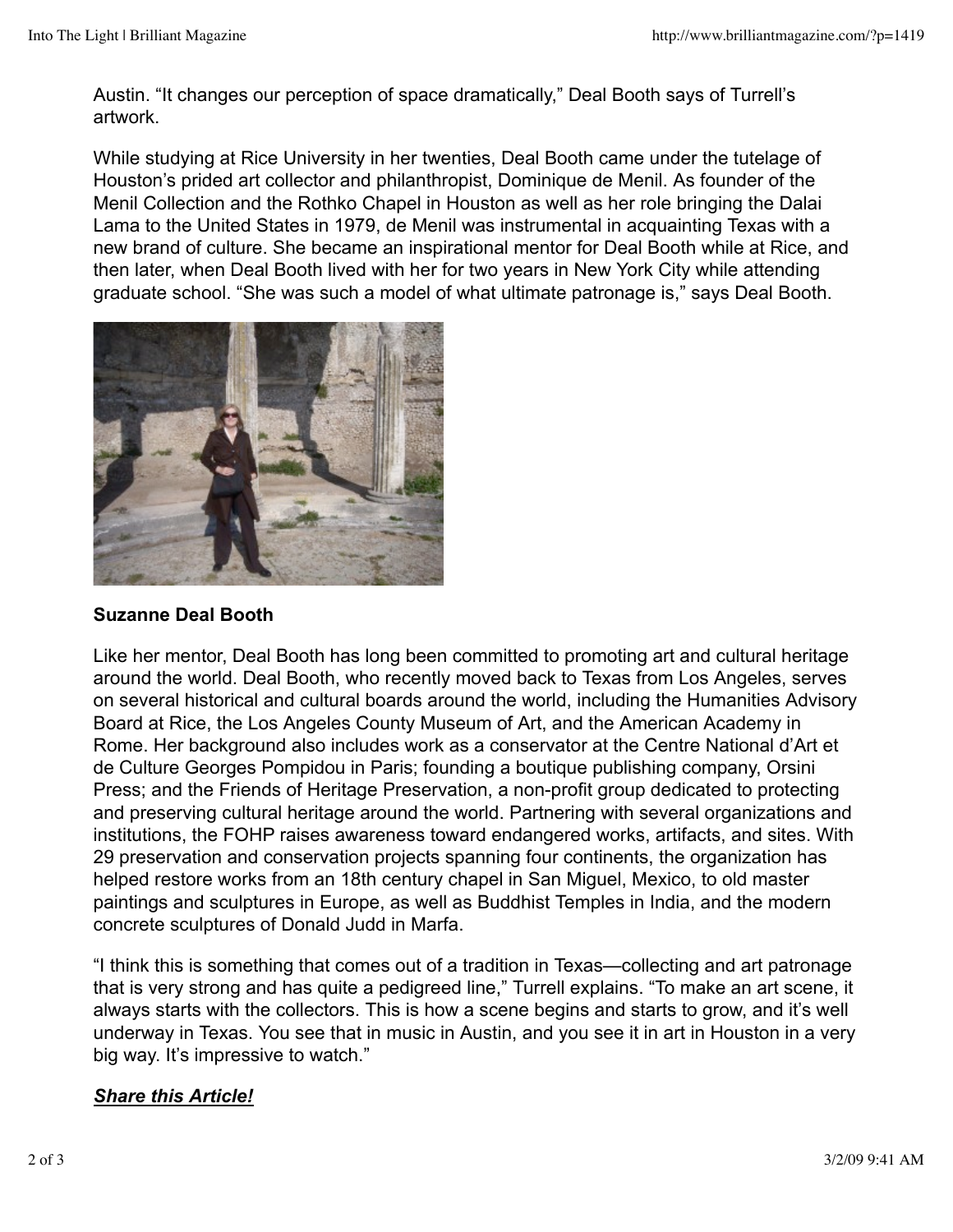Austin. “It changes our perception of space dramatically,” Deal Booth says of Turrell’s artwork.

While studying at Rice University in her twenties, Deal Booth came under the tutelage of Houston’s prided art collector and philanthropist, Dominique de Menil. As founder of the Menil Collection and the Rothko Chapel in Houston as well as her role bringing the Dalai Lama to the United States in 1979, de Menil was instrumental in acquainting Texas with a new brand of culture. She became an inspirational mentor for Deal Booth while at Rice, and then later, when Deal Booth lived with her for two years in New York City while attending graduate school. “She was such a model of what ultimate patronage is,” says Deal Booth.

**Suzanne Deal Booth**

Like her mentor, Deal Booth has long been committed to promoting art and cultural heritage around the world. Deal Booth, who recently moved back to Texas from Los Angeles, serves on several historical and cultural boards around the world, including the Humanities Advisory Board at Rice, the Los Angeles County Museum of Art, and the American Academy in Rome. Her background also includes work as a conservator at the Centre National d’Art et de Culture Georges Pompidou in Paris; founding a boutique publishing company, Orsini Press; and the Friends of Heritage Preservation, a non-profit group dedicated to protecting and preserving cultural heritage around the world. Partnering with several organizations and institutions, the FOHP raises awareness toward endangered works, artifacts, and sites. With 29 preservation and conservation projects spanning four continents, the organization has helped restore works from an 18th century chapel in San Miguel, Mexico, to old master paintings and sculptures in Europe, as well as Buddhist Temples in India, and the modern concrete sculptures of Donald Judd in Marfa.

“I think this is something that comes out of a tradition in Texas—collecting and art patronage that is very strong and has quite a pedigreed line,” Turrell explains. “To make an art scene, it always starts with the collectors. This is how a scene begins and starts to grow, and it’s well underway in Texas. You see that in music in Austin, and you see it in art in Houston in a very big way. It’s impressive to watch.”

***Share this Article!***